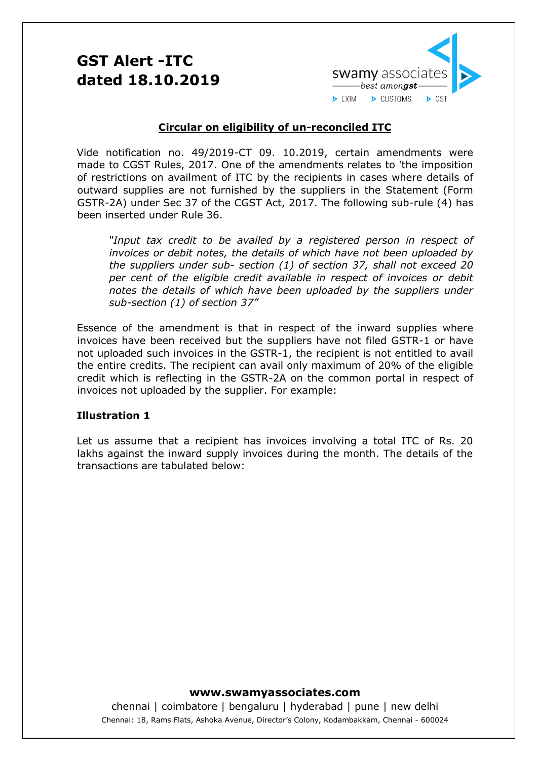# GST Alert -ITC dated 18.10.2019

## Circular on eligibility of un-reconciled ITC

Vide notification no. 49/2019-CT 09. 10.2019, certain amendments were made to CGST Rules, 2017. One of the amendments relates to 'the imposition of restrictions on availment of ITC by the recipients in cases where details of outward supplies are not furnished by the suppliers in the Statement (Form GSTR-2A) under Sec 37 of the CGST Act, 2017. The following sub-rule (4) has been inserted under Rule 36.

> *"Input tax credit to be availed by a registered person in respect of invoices or debit notes, the details of which have not been uploaded by the suppliers under sub- section (1) of section 37, shall not exceed 20 per cent of the eligible credit available in respect of invoices or debit notes the details of which have been uploaded by the suppliers under sub-section (1) of section 37"*

Essence of the amendment is that in respect of the inward supplies where invoices have been received but the suppliers have not filed GSTR-1 or have not uploaded such invoices in the GSTR-1, the recipient is not entitled to avail the entire credits. The recipient can avail only maximum of 20% of the eligible credit which is reflecting in the GSTR-2A on the common portal in respect of invoices not uploaded by the supplier. For example:

### Illustration 1

Let us assume that a recipient has invoices involving a total ITC of Rs. 20 lakhs against the inward supply invoices during the month. The details of the transactions are tabulated below: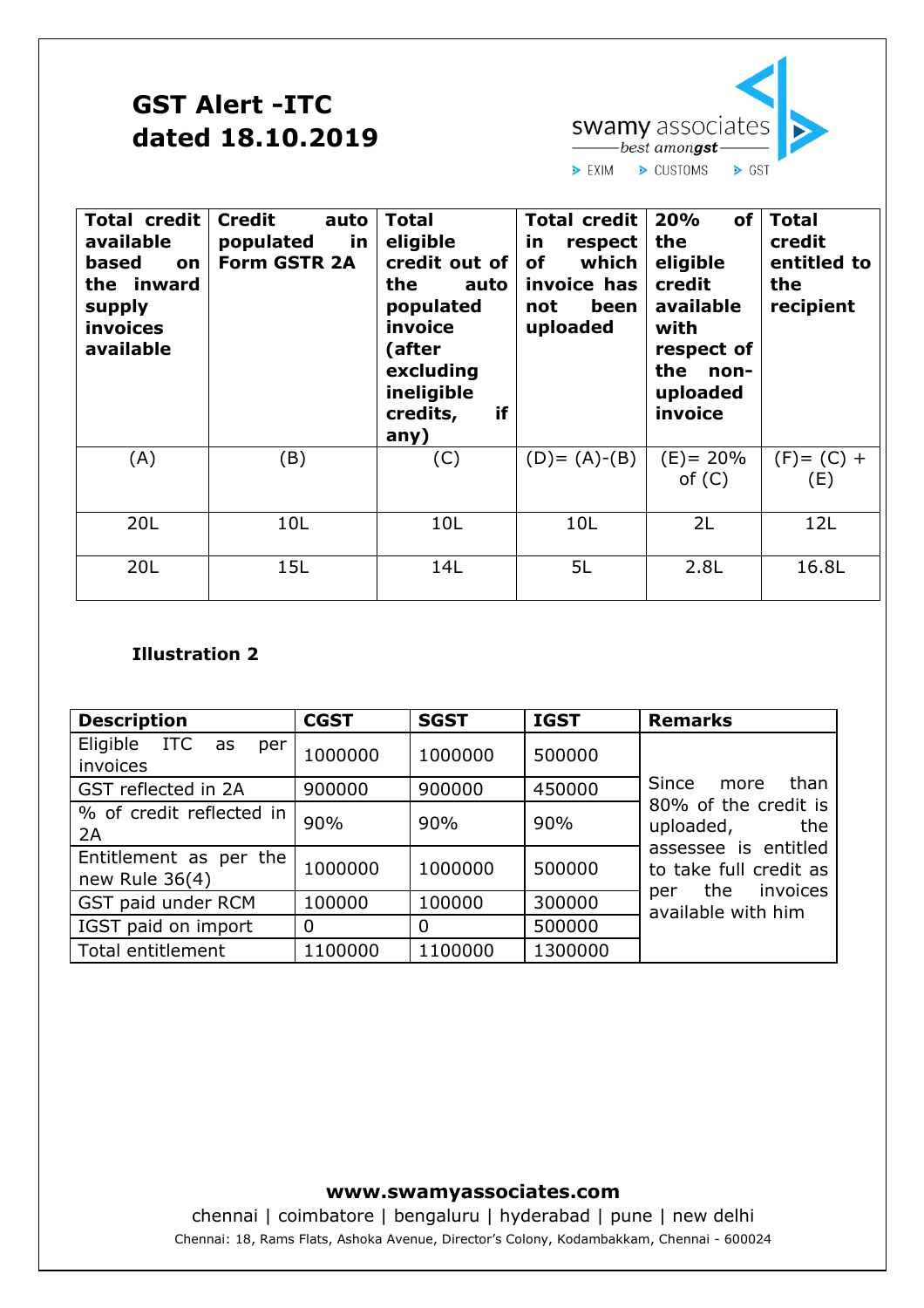# GST Alert -ITC dated 18.10.2019

| Total credit available based on the inward supply invoices available | Credit auto populated in Form GSTR 2A | Total eligible credit out of the auto populated invoice (after excluding ineligible credits, if any) | Total credit in respect of which invoice has not been uploaded | 20% of the eligible credit available with respect of the non-uploaded invoice | Total credit entitled to the recipient |
|---|---|---|---|---|---|
| (A) | (B) | (C) | (D)= (A)-(B) | (E)= 20% of (C) | (F)= (C) + (E) |
| 20L | 10L | 10L | 10L | 2L | 12L |
| 20L | 15L | 14L | 5L | 2.8L | 16.8L |

**Illustration 2**

| Description | CGST | SGST | IGST | Remarks |
|---|---|---|---|---|
| Eligible ITC as per invoices | 1000000 | 1000000 | 500000 | Since more than 80% of the credit is uploaded, the assessee is entitled to take full credit as per the invoices available with him |
| GST reflected in 2A | 900000 | 900000 | 450000 | |
| % of credit reflected in 2A | 90% | 90% | 90% | |
| Entitlement as per the new Rule 36(4) | 1000000 | 1000000 | 500000 | |
| GST paid under RCM | 100000 | 100000 | 300000 | |
| IGST paid on import | 0 | 0 | 500000 | |
| Total entitlement | 1100000 | 1100000 | 1300000 | |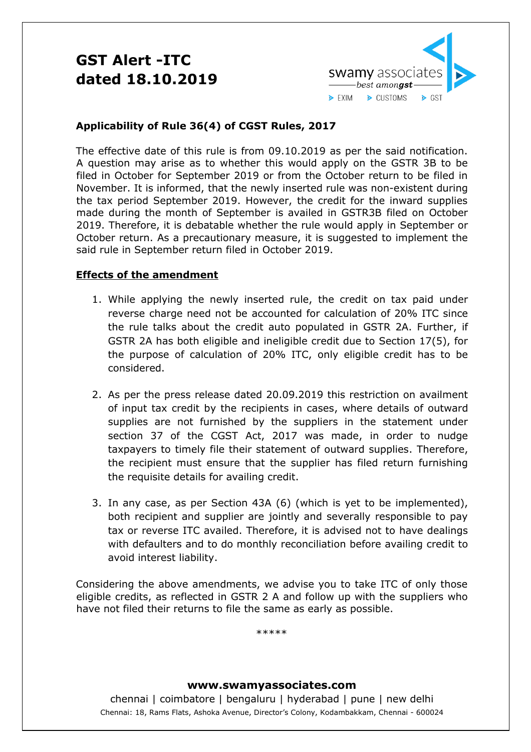# GST Alert -ITC dated 18.10.2019

swamy associates
best amongst
EXIM CUSTOMS GST

### Applicability of Rule 36(4) of CGST Rules, 2017

The effective date of this rule is from 09.10.2019 as per the said notification. A question may arise as to whether this would apply on the GSTR 3B to be filed in October for September 2019 or from the October return to be filed in November. It is informed, that the newly inserted rule was non-existent during the tax period September 2019. However, the credit for the inward supplies made during the month of September is availed in GSTR3B filed on October 2019. Therefore, it is debatable whether the rule would apply in September or October return. As a precautionary measure, it is suggested to implement the said rule in September return filed in October 2019.

### Effects of the amendment

1. While applying the newly inserted rule, the credit on tax paid under reverse charge need not be accounted for calculation of 20% ITC since the rule talks about the credit auto populated in GSTR 2A. Further, if GSTR 2A has both eligible and ineligible credit due to Section 17(5), for the purpose of calculation of 20% ITC, only eligible credit has to be considered.

2. As per the press release dated 20.09.2019 this restriction on availment of input tax credit by the recipients in cases, where details of outward supplies are not furnished by the suppliers in the statement under section 37 of the CGST Act, 2017 was made, in order to nudge taxpayers to timely file their statement of outward supplies. Therefore, the recipient must ensure that the supplier has filed return furnishing the requisite details for availing credit.

3. In any case, as per Section 43A (6) (which is yet to be implemented), both recipient and supplier are jointly and severally responsible to pay tax or reverse ITC availed. Therefore, it is advised not to have dealings with defaulters and to do monthly reconciliation before availing credit to avoid interest liability.

Considering the above amendments, we advise you to take ITC of only those eligible credits, as reflected in GSTR 2 A and follow up with the suppliers who have not filed their returns to file the same as early as possible.

*****

**www.swamyassociates.com**

chennai | coimbatore | bengaluru | hyderabad | pune | new delhi

Chennai: 18, Rams Flats, Ashoka Avenue, Director's Colony, Kodambakkam, Chennai - 600024